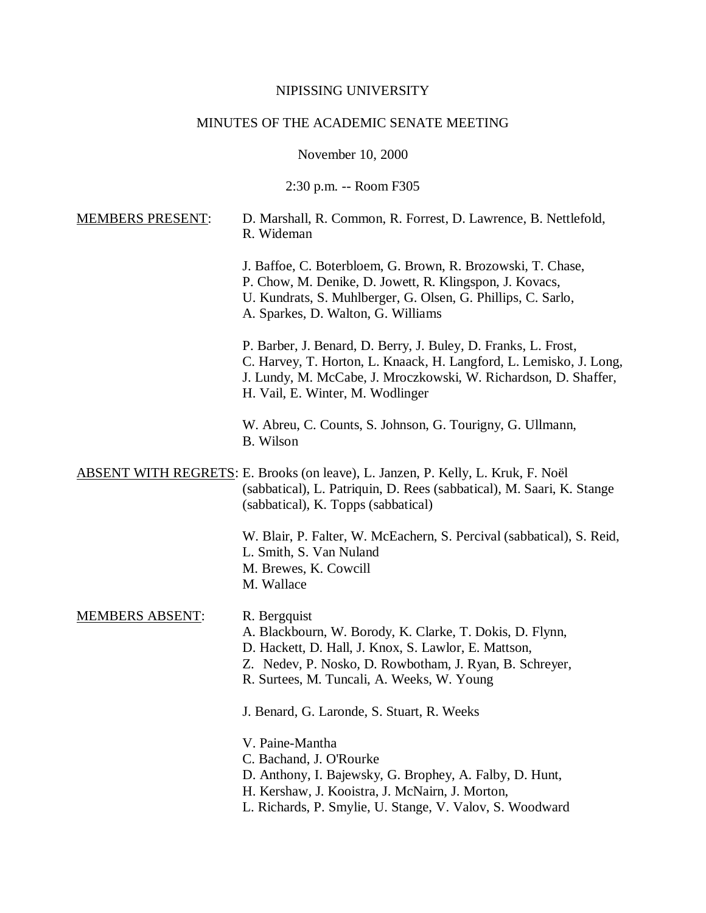NIPISSING UNIVERSITY

MINUTES OF THE ACADEMIC SENATE MEETING

November 10, 2000

2:30 p.m. -- Room F305

MEMBERS PRESENT:

D. Marshall, R. Common, R. Forrest, D. Lawrence, B. Nettlefold, R. Wideman

J. Baffoe, C. Boterbloem, G. Brown, R. Brozowski, T. Chase, P. Chow, M. Denike, D. Jowett, R. Klingspon, J. Kovacs, U. Kundrats, S. Muhlberger, G. Olsen, G. Phillips, C. Sarlo, A. Sparkes, D. Walton, G. Williams

P. Barber, J. Benard, D. Berry, J. Buley, D. Franks, L. Frost, C. Harvey, T. Horton, L. Knaack, H. Langford, L. Lemisko, J. Long, J. Lundy, M. McCabe, J. Mroczkowski, W. Richardson, D. Shaffer, H. Vail, E. Winter, M. Wodlinger

W. Abreu, C. Counts, S. Johnson, G. Tourigny, G. Ullmann, B. Wilson

ABSENT WITH REGRETS:

E. Brooks (on leave), L. Janzen, P. Kelly, L. Kruk, F. Noël (sabbatical), L. Patriquin, D. Rees (sabbatical), M. Saari, K. Stange (sabbatical), K. Topps (sabbatical)

W. Blair, P. Falter, W. McEachern, S. Percival (sabbatical), S. Reid, L. Smith, S. Van Nuland
M. Brewes, K. Cowcill
M. Wallace

MEMBERS ABSENT:

R. Bergquist
A. Blackbourn, W. Borody, K. Clarke, T. Dokis, D. Flynn, D. Hackett, D. Hall, J. Knox, S. Lawlor, E. Mattson, Z. Nedev, P. Nosko, D. Rowbotham, J. Ryan, B. Schreyer, R. Surtees, M. Tuncali, A. Weeks, W. Young

J. Benard, G. Laronde, S. Stuart, R. Weeks

V. Paine-Mantha
C. Bachand, J. O'Rourke
D. Anthony, I. Bajewsky, G. Brophey, A. Falby, D. Hunt, H. Kershaw, J. Kooistra, J. McNairn, J. Morton, L. Richards, P. Smylie, U. Stange, V. Valov, S. Woodward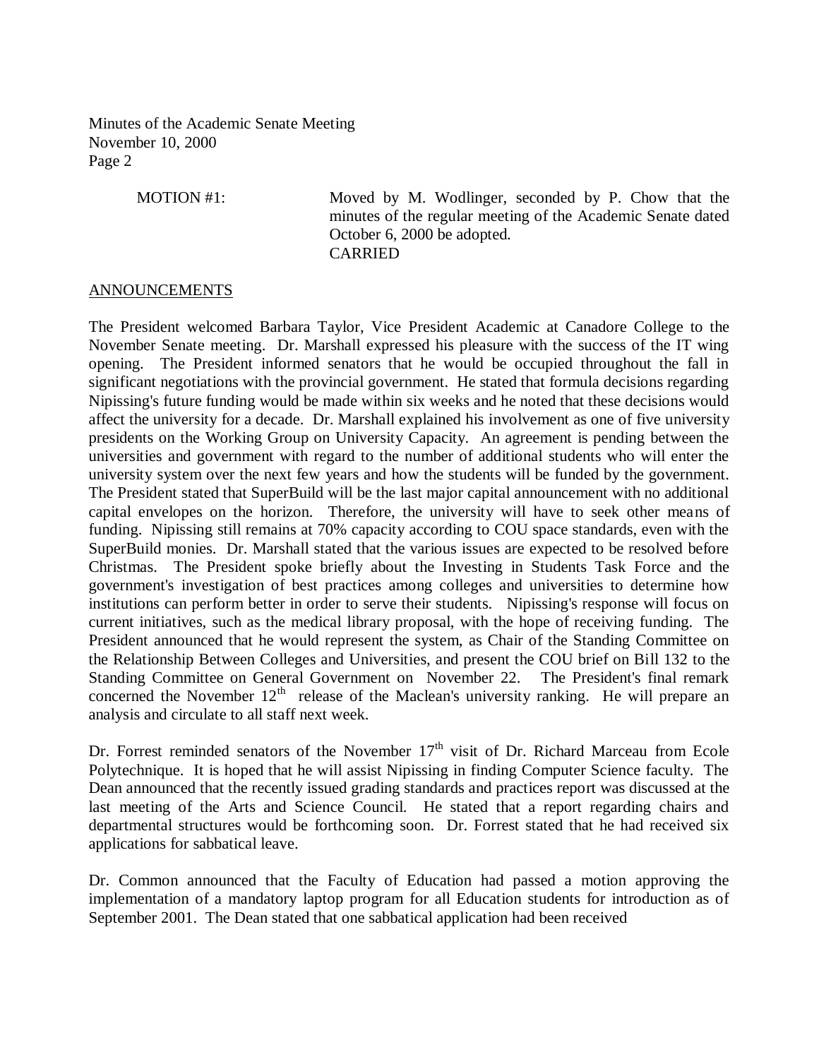MOTION #1: Moved by M. Wodlinger, seconded by P. Chow that the minutes of the regular meeting of the Academic Senate dated October 6, 2000 be adopted.
CARRIED

ANNOUNCEMENTS

The President welcomed Barbara Taylor, Vice President Academic at Canadore College to the November Senate meeting. Dr. Marshall expressed his pleasure with the success of the IT wing opening. The President informed senators that he would be occupied throughout the fall in significant negotiations with the provincial government. He stated that formula decisions regarding Nipissing's future funding would be made within six weeks and he noted that these decisions would affect the university for a decade. Dr. Marshall explained his involvement as one of five university presidents on the Working Group on University Capacity. An agreement is pending between the universities and government with regard to the number of additional students who will enter the university system over the next few years and how the students will be funded by the government. The President stated that SuperBuild will be the last major capital announcement with no additional capital envelopes on the horizon. Therefore, the university will have to seek other means of funding. Nipissing still remains at 70% capacity according to COU space standards, even with the SuperBuild monies. Dr. Marshall stated that the various issues are expected to be resolved before Christmas. The President spoke briefly about the Investing in Students Task Force and the government's investigation of best practices among colleges and universities to determine how institutions can perform better in order to serve their students. Nipissing's response will focus on current initiatives, such as the medical library proposal, with the hope of receiving funding. The President announced that he would represent the system, as Chair of the Standing Committee on the Relationship Between Colleges and Universities, and present the COU brief on Bill 132 to the Standing Committee on General Government on November 22. The President's final remark concerned the November 12th release of the Maclean's university ranking. He will prepare an analysis and circulate to all staff next week.

Dr. Forrest reminded senators of the November 17th visit of Dr. Richard Marceau from Ecole Polytechnique. It is hoped that he will assist Nipissing in finding Computer Science faculty. The Dean announced that the recently issued grading standards and practices report was discussed at the last meeting of the Arts and Science Council. He stated that a report regarding chairs and departmental structures would be forthcoming soon. Dr. Forrest stated that he had received six applications for sabbatical leave.

Dr. Common announced that the Faculty of Education had passed a motion approving the implementation of a mandatory laptop program for all Education students for introduction as of September 2001. The Dean stated that one sabbatical application had been received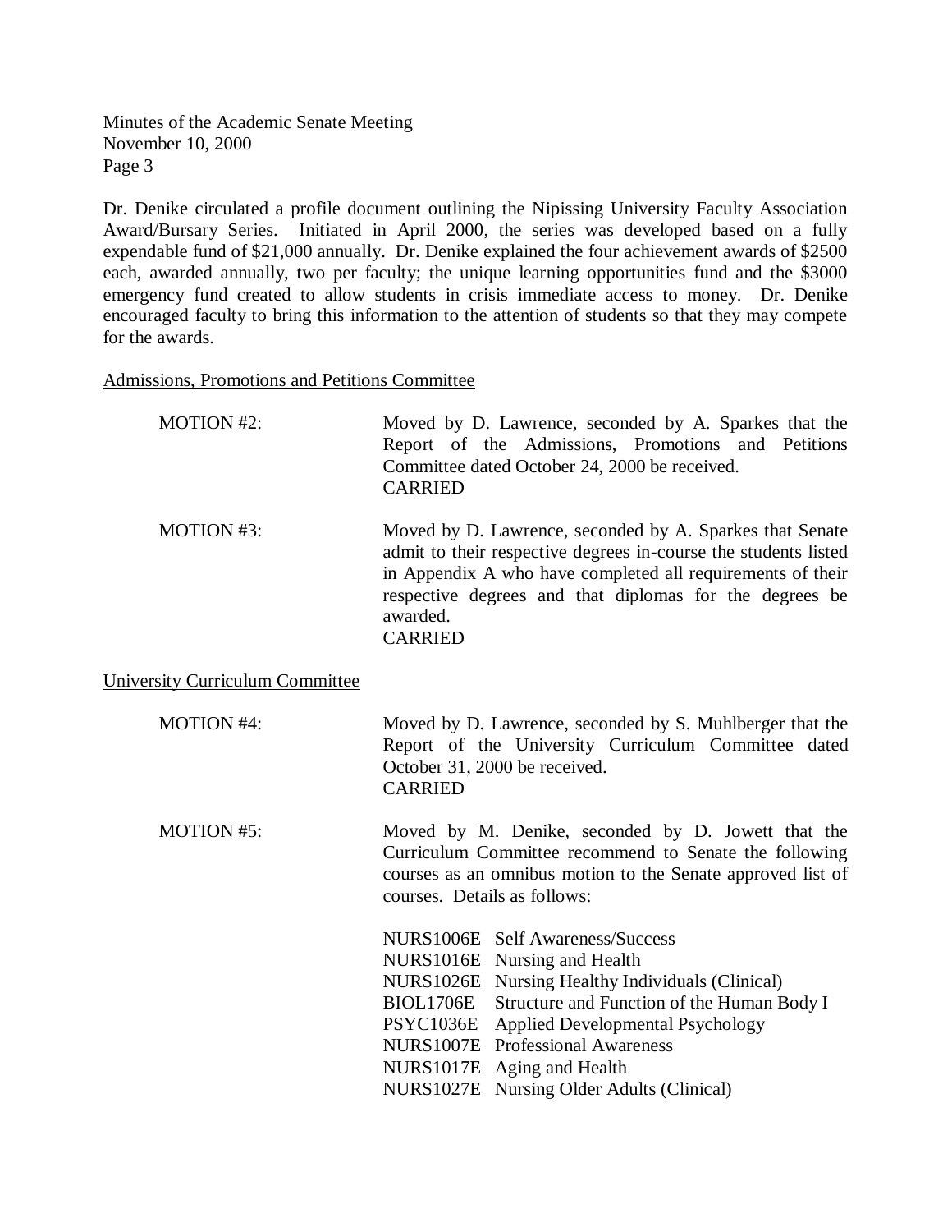Dr. Denike circulated a profile document outlining the Nipissing University Faculty Association Award/Bursary Series. Initiated in April 2000, the series was developed based on a fully expendable fund of $21,000 annually. Dr. Denike explained the four achievement awards of $2500 each, awarded annually, two per faculty; the unique learning opportunities fund and the $3000 emergency fund created to allow students in crisis immediate access to money. Dr. Denike encouraged faculty to bring this information to the attention of students so that they may compete for the awards.

<u>Admissions, Promotions and Petitions Committee</u>

MOTION #2: Moved by D. Lawrence, seconded by A. Sparkes that the Report of the Admissions, Promotions and Petitions Committee dated October 24, 2000 be received.
CARRIED

MOTION #3: Moved by D. Lawrence, seconded by A. Sparkes that Senate admit to their respective degrees in-course the students listed in Appendix A who have completed all requirements of their respective degrees and that diplomas for the degrees be awarded.
CARRIED

<u>University Curriculum Committee</u>

MOTION #4: Moved by D. Lawrence, seconded by S. Muhlberger that the Report of the University Curriculum Committee dated October 31, 2000 be received.
CARRIED

MOTION #5: Moved by M. Denike, seconded by D. Jowett that the Curriculum Committee recommend to Senate the following courses as an omnibus motion to the Senate approved list of courses. Details as follows:

NURS1006E Self Awareness/Success
NURS1016E Nursing and Health
NURS1026E Nursing Healthy Individuals (Clinical)
BIOL1706E Structure and Function of the Human Body I
PSYC1036E Applied Developmental Psychology
NURS1007E Professional Awareness
NURS1017E Aging and Health
NURS1027E Nursing Older Adults (Clinical)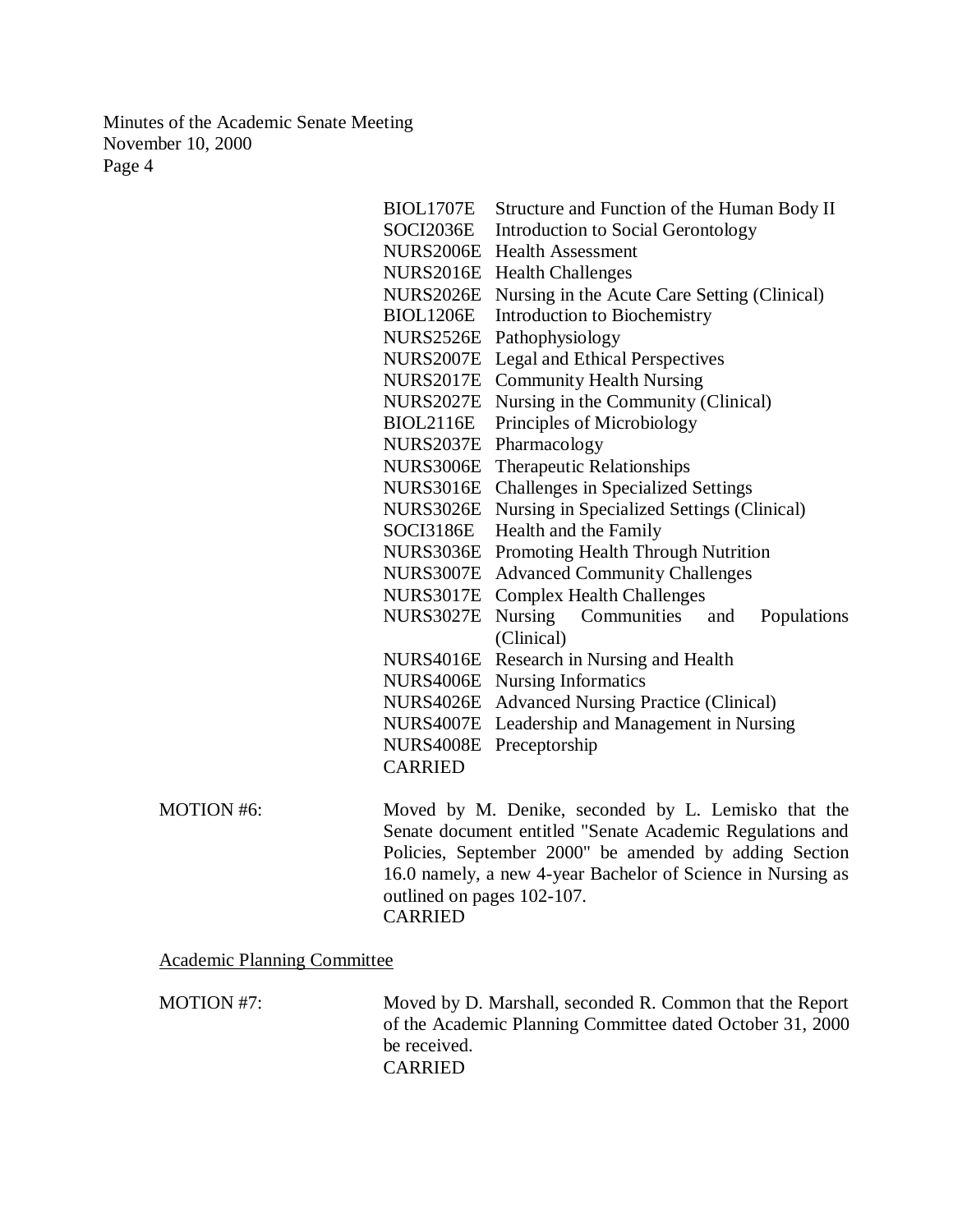| | |
|---|---|
| BIOL1707E | Structure and Function of the Human Body II |
| SOCI2036E | Introduction to Social Gerontology |
| NURS2006E | Health Assessment |
| NURS2016E | Health Challenges |
| NURS2026E | Nursing in the Acute Care Setting (Clinical) |
| BIOL1206E | Introduction to Biochemistry |
| NURS2526E | Pathophysiology |
| NURS2007E | Legal and Ethical Perspectives |
| NURS2017E | Community Health Nursing |
| NURS2027E | Nursing in the Community (Clinical) |
| BIOL2116E | Principles of Microbiology |
| NURS2037E | Pharmacology |
| NURS3006E | Therapeutic Relationships |
| NURS3016E | Challenges in Specialized Settings |
| NURS3026E | Nursing in Specialized Settings (Clinical) |
| SOCI3186E | Health and the Family |
| NURS3036E | Promoting Health Through Nutrition |
| NURS3007E | Advanced Community Challenges |
| NURS3017E | Complex Health Challenges |
| NURS3027E | Nursing Communities and Populations (Clinical) |
| NURS4016E | Research in Nursing and Health |
| NURS4006E | Nursing Informatics |
| NURS4026E | Advanced Nursing Practice (Clinical) |
| NURS4007E | Leadership and Management in Nursing |
| NURS4008E | Preceptorship |

CARRIED

MOTION #6: Moved by M. Denike, seconded by L. Lemisko that the Senate document entitled "Senate Academic Regulations and Policies, September 2000" be amended by adding Section 16.0 namely, a new 4-year Bachelor of Science in Nursing as outlined on pages 102-107.
CARRIED

Academic Planning Committee

MOTION #7: Moved by D. Marshall, seconded R. Common that the Report of the Academic Planning Committee dated October 31, 2000 be received.
CARRIED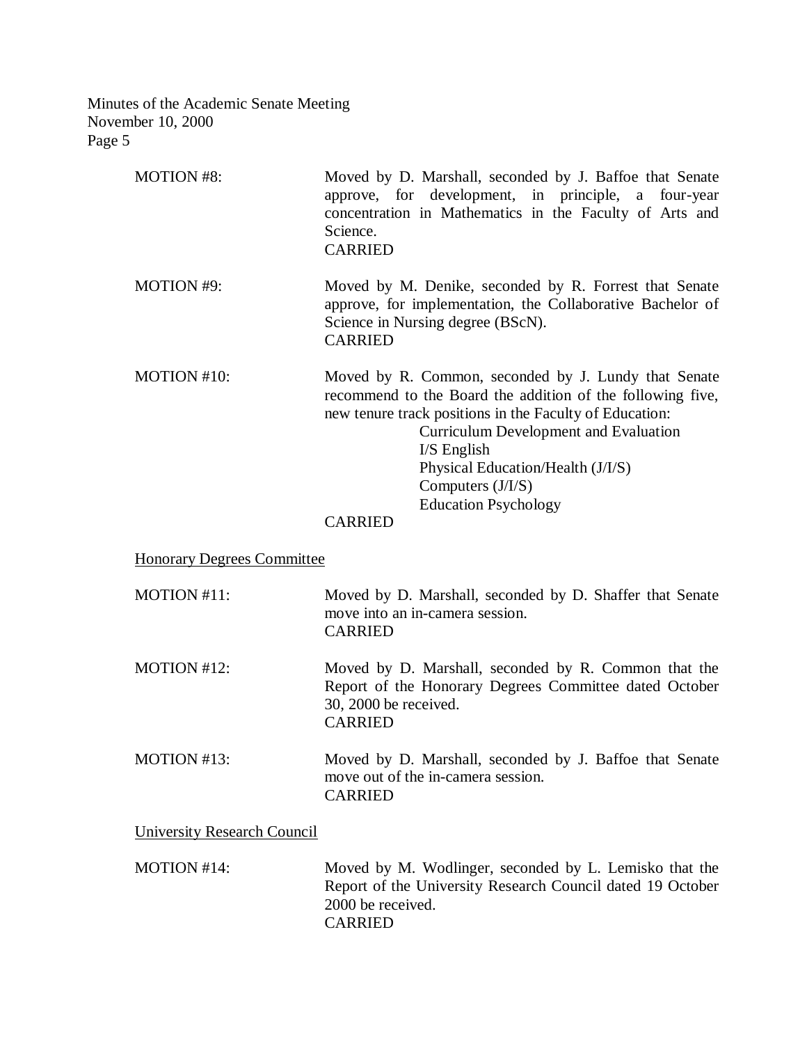MOTION #8: Moved by D. Marshall, seconded by J. Baffoe that Senate approve, for development, in principle, a four-year concentration in Mathematics in the Faculty of Arts and Science.
CARRIED

MOTION #9: Moved by M. Denike, seconded by R. Forrest that Senate approve, for implementation, the Collaborative Bachelor of Science in Nursing degree (BScN).
CARRIED

MOTION #10: Moved by R. Common, seconded by J. Lundy that Senate recommend to the Board the addition of the following five, new tenure track positions in the Faculty of Education:

- Curriculum Development and Evaluation
- I/S English
- Physical Education/Health (J/I/S)
- Computers (J/I/S)
- Education Psychology

CARRIED

<u>Honorary Degrees Committee</u>

MOTION #11: Moved by D. Marshall, seconded by D. Shaffer that Senate move into an in-camera session.
CARRIED

MOTION #12: Moved by D. Marshall, seconded by R. Common that the Report of the Honorary Degrees Committee dated October 30, 2000 be received.
CARRIED

MOTION #13: Moved by D. Marshall, seconded by J. Baffoe that Senate move out of the in-camera session.
CARRIED

<u>University Research Council</u>

MOTION #14: Moved by M. Wodlinger, seconded by L. Lemisko that the Report of the University Research Council dated 19 October 2000 be received.
CARRIED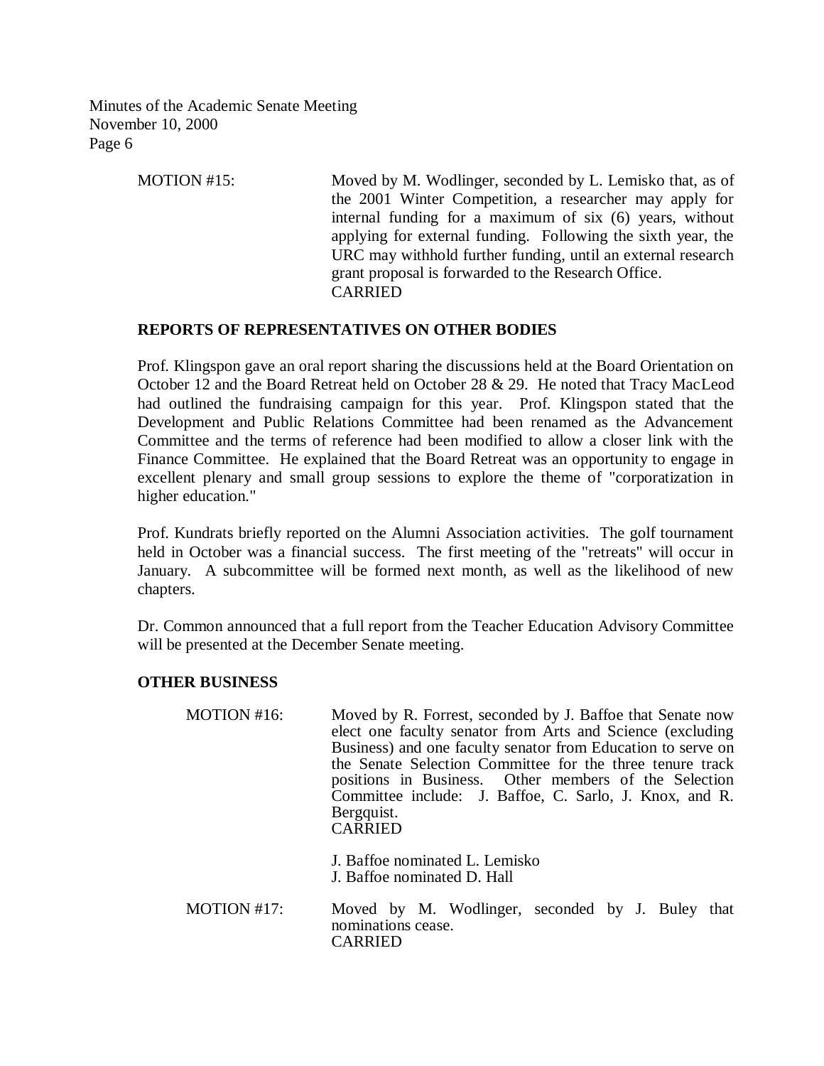MOTION #15: Moved by M. Wodlinger, seconded by L. Lemisko that, as of the 2001 Winter Competition, a researcher may apply for internal funding for a maximum of six (6) years, without applying for external funding. Following the sixth year, the URC may withhold further funding, until an external research grant proposal is forwarded to the Research Office.
CARRIED

**REPORTS OF REPRESENTATIVES ON OTHER BODIES**

Prof. Klingspon gave an oral report sharing the discussions held at the Board Orientation on October 12 and the Board Retreat held on October 28 & 29. He noted that Tracy MacLeod had outlined the fundraising campaign for this year. Prof. Klingspon stated that the Development and Public Relations Committee had been renamed as the Advancement Committee and the terms of reference had been modified to allow a closer link with the Finance Committee. He explained that the Board Retreat was an opportunity to engage in excellent plenary and small group sessions to explore the theme of "corporatization in higher education."

Prof. Kundrats briefly reported on the Alumni Association activities. The golf tournament held in October was a financial success. The first meeting of the "retreats" will occur in January. A subcommittee will be formed next month, as well as the likelihood of new chapters.

Dr. Common announced that a full report from the Teacher Education Advisory Committee will be presented at the December Senate meeting.

**OTHER BUSINESS**

MOTION #16: Moved by R. Forrest, seconded by J. Baffoe that Senate now elect one faculty senator from Arts and Science (excluding Business) and one faculty senator from Education to serve on the Senate Selection Committee for the three tenure track positions in Business. Other members of the Selection Committee include: J. Baffoe, C. Sarlo, J. Knox, and R. Bergquist.
CARRIED

J. Baffoe nominated L. Lemisko
J. Baffoe nominated D. Hall

MOTION #17: Moved by M. Wodlinger, seconded by J. Buley that nominations cease.
CARRIED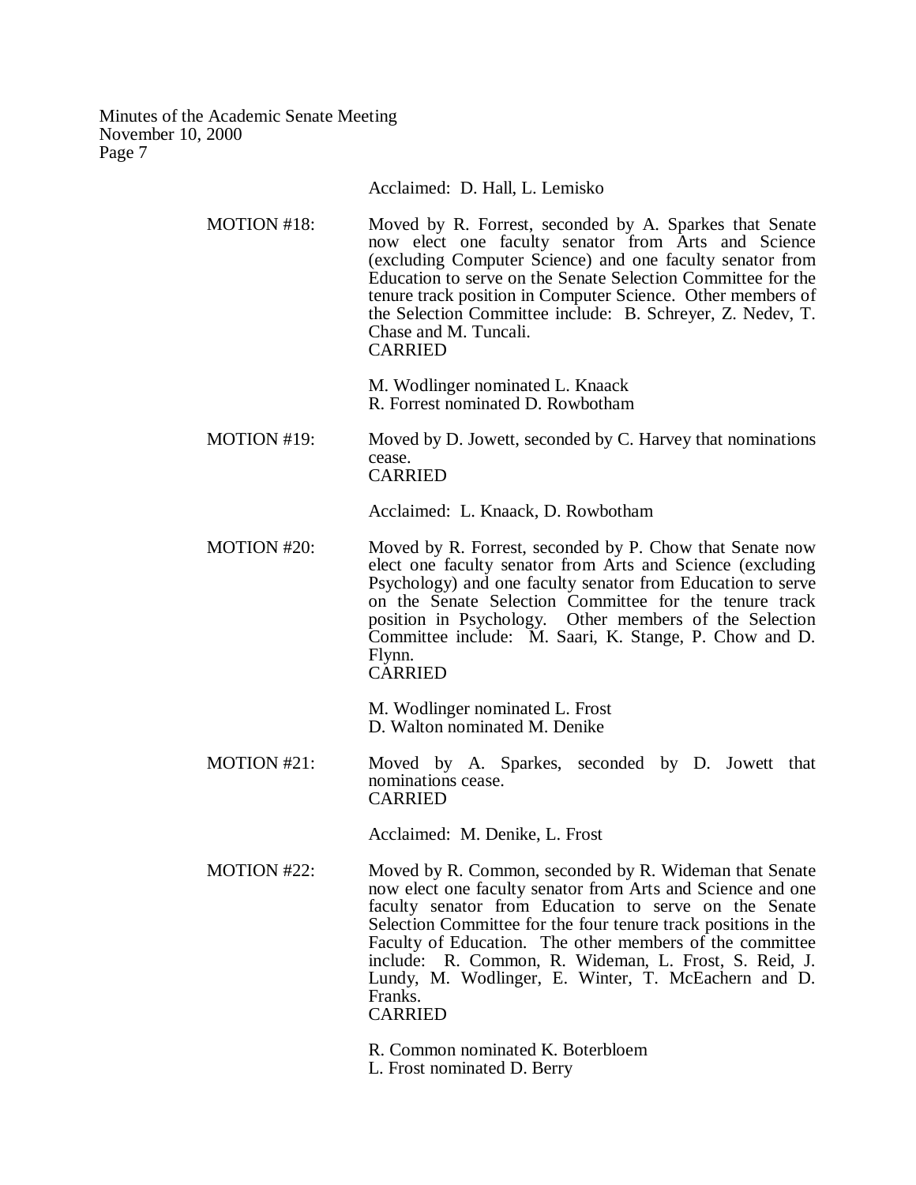Acclaimed: D. Hall, L. Lemisko

MOTION #18: Moved by R. Forrest, seconded by A. Sparkes that Senate now elect one faculty senator from Arts and Science (excluding Computer Science) and one faculty senator from Education to serve on the Senate Selection Committee for the tenure track position in Computer Science. Other members of the Selection Committee include: B. Schreyer, Z. Nedev, T. Chase and M. Tuncali.
CARRIED

M. Wodlinger nominated L. Knaack
R. Forrest nominated D. Rowbotham

MOTION #19: Moved by D. Jowett, seconded by C. Harvey that nominations cease.
CARRIED

Acclaimed: L. Knaack, D. Rowbotham

MOTION #20: Moved by R. Forrest, seconded by P. Chow that Senate now elect one faculty senator from Arts and Science (excluding Psychology) and one faculty senator from Education to serve on the Senate Selection Committee for the tenure track position in Psychology. Other members of the Selection Committee include: M. Saari, K. Stange, P. Chow and D. Flynn.
CARRIED

M. Wodlinger nominated L. Frost
D. Walton nominated M. Denike

MOTION #21: Moved by A. Sparkes, seconded by D. Jowett that nominations cease.
CARRIED

Acclaimed: M. Denike, L. Frost

MOTION #22: Moved by R. Common, seconded by R. Wideman that Senate now elect one faculty senator from Arts and Science and one faculty senator from Education to serve on the Senate Selection Committee for the four tenure track positions in the Faculty of Education. The other members of the committee include: R. Common, R. Wideman, L. Frost, S. Reid, J. Lundy, M. Wodlinger, E. Winter, T. McEachern and D. Franks.
CARRIED

R. Common nominated K. Boterbloem
L. Frost nominated D. Berry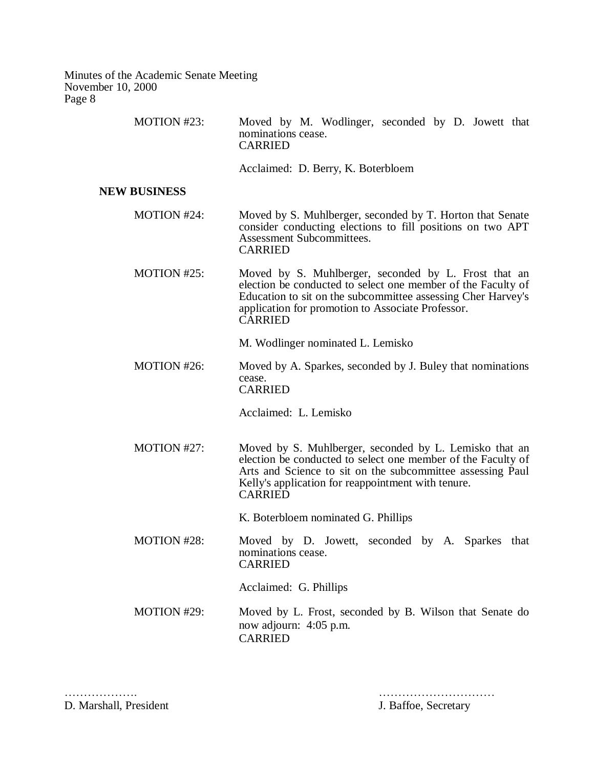MOTION #23: Moved by M. Wodlinger, seconded by D. Jowett that nominations cease.
CARRIED

Acclaimed: D. Berry, K. Boterbloem

**NEW BUSINESS**

MOTION #24: Moved by S. Muhlberger, seconded by T. Horton that Senate consider conducting elections to fill positions on two APT Assessment Subcommittees.
CARRIED

MOTION #25: Moved by S. Muhlberger, seconded by L. Frost that an election be conducted to select one member of the Faculty of Education to sit on the subcommittee assessing Cher Harvey's application for promotion to Associate Professor.
CARRIED

M. Wodlinger nominated L. Lemisko

MOTION #26: Moved by A. Sparkes, seconded by J. Buley that nominations cease.
CARRIED

Acclaimed: L. Lemisko

MOTION #27: Moved by S. Muhlberger, seconded by L. Lemisko that an election be conducted to select one member of the Faculty of Arts and Science to sit on the subcommittee assessing Paul Kelly's application for reappointment with tenure.
CARRIED

K. Boterbloem nominated G. Phillips

MOTION #28: Moved by D. Jowett, seconded by A. Sparkes that nominations cease.
CARRIED

Acclaimed: G. Phillips

MOTION #29: Moved by L. Frost, seconded by B. Wilson that Senate do now adjourn: 4:05 p.m.
CARRIED

……………….
D. Marshall, President

…………………………
J. Baffoe, Secretary